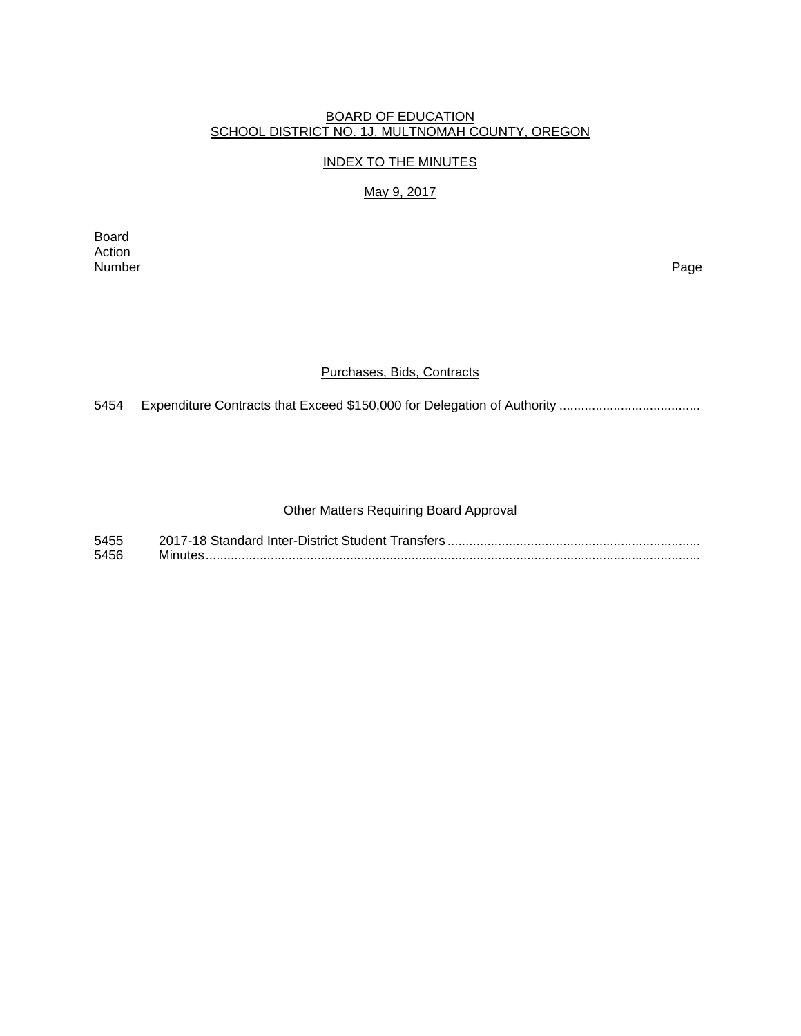BOARD OF EDUCATION
SCHOOL DISTRICT NO. 1J, MULTNOMAH COUNTY, OREGON

INDEX TO THE MINUTES

May 9, 2017

| Board Action Number | | Page |
|---|---|---|

## Purchases, Bids, Contracts

5454 Expenditure Contracts that Exceed $150,000 for Delegation of Authority .......................................

## Other Matters Requiring Board Approval

5455 2017-18 Standard Inter-District Student Transfers .....................................................................
5456 Minutes.........................................................................................................................................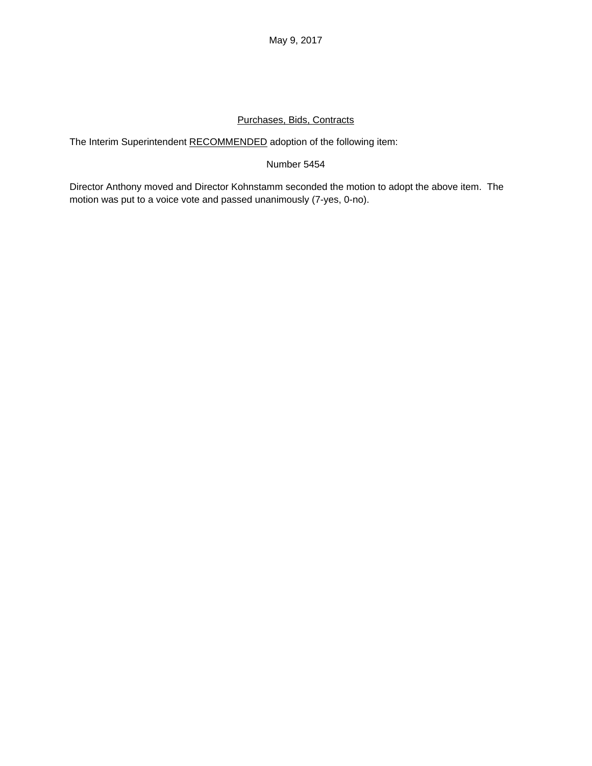May 9, 2017

<u>Purchases, Bids, Contracts</u>

The Interim Superintendent <u>RECOMMENDED</u> adoption of the following item:

Number 5454

Director Anthony moved and Director Kohnstamm seconded the motion to adopt the above item. The motion was put to a voice vote and passed unanimously (7-yes, 0-no).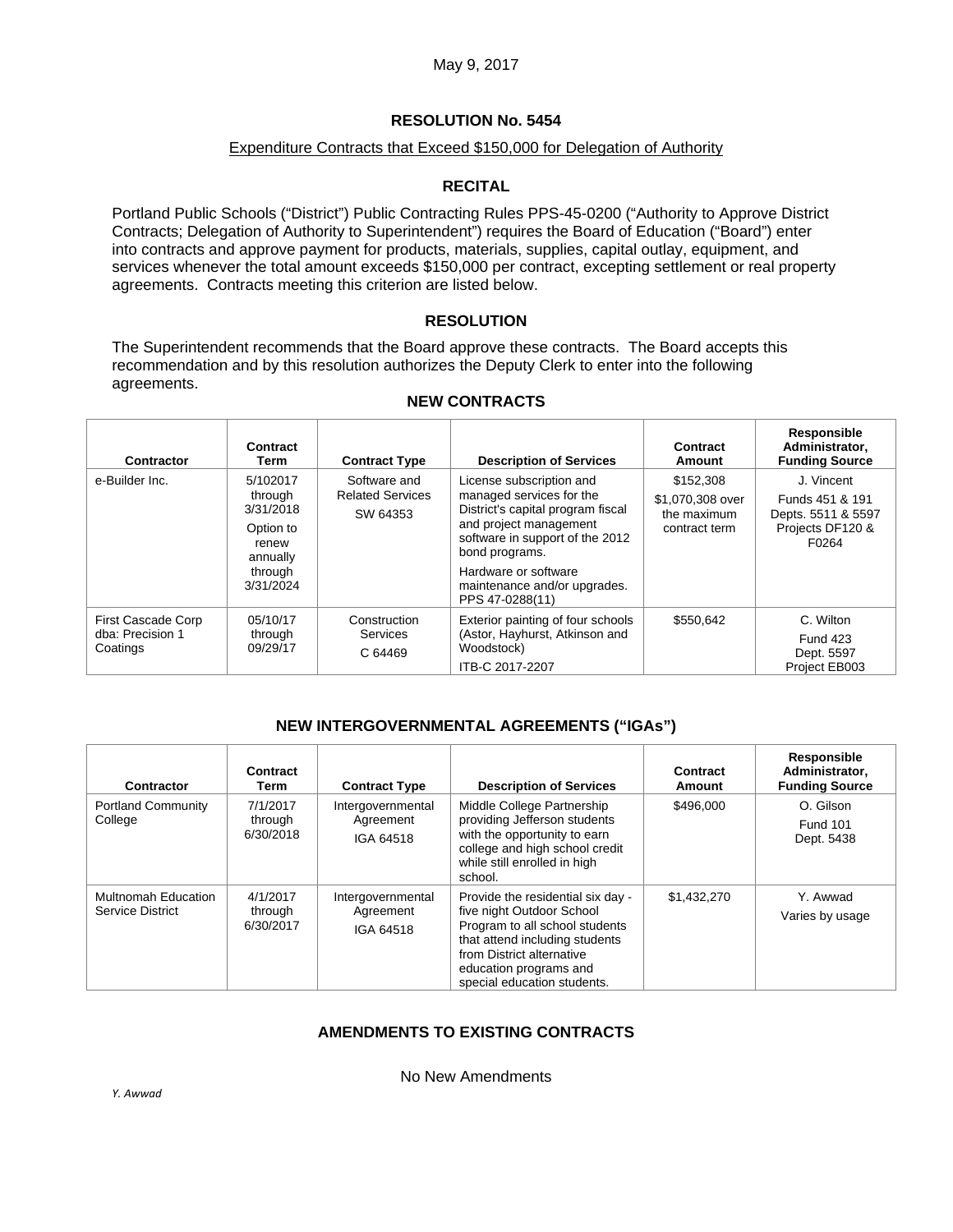May 9, 2017

## RESOLUTION No. 5454

Expenditure Contracts that Exceed $150,000 for Delegation of Authority

### RECITAL

Portland Public Schools ("District") Public Contracting Rules PPS-45-0200 ("Authority to Approve District Contracts; Delegation of Authority to Superintendent") requires the Board of Education ("Board") enter into contracts and approve payment for products, materials, supplies, capital outlay, equipment, and services whenever the total amount exceeds $150,000 per contract, excepting settlement or real property agreements. Contracts meeting this criterion are listed below.

### RESOLUTION

The Superintendent recommends that the Board approve these contracts. The Board accepts this recommendation and by this resolution authorizes the Deputy Clerk to enter into the following agreements.

### NEW CONTRACTS

| Contractor | Contract Term | Contract Type | Description of Services | Contract Amount | Responsible Administrator, Funding Source |
|---|---|---|---|---|---|
| e-Builder Inc. | 5/102017 through 3/31/2018 Option to renew annually through 3/31/2024 | Software and Related Services SW 64353 | License subscription and managed services for the District's capital program fiscal and project management software in support of the 2012 bond programs. Hardware or software maintenance and/or upgrades. PPS 47-0288(11) | $152,308 $1,070,308 over the maximum contract term | J. Vincent Funds 451 & 191 Depts. 5511 & 5597 Projects DF120 & F0264 |
| First Cascade Corp dba: Precision 1 Coatings | 05/10/17 through 09/29/17 | Construction Services C 64469 | Exterior painting of four schools (Astor, Hayhurst, Atkinson and Woodstock) ITB-C 2017-2207 | $550,642 | C. Wilton Fund 423 Dept. 5597 Project EB003 |

### NEW INTERGOVERNMENTAL AGREEMENTS ("IGAs")

| Contractor | Contract Term | Contract Type | Description of Services | Contract Amount | Responsible Administrator, Funding Source |
|---|---|---|---|---|---|
| Portland Community College | 7/1/2017 through 6/30/2018 | Intergovernmental Agreement IGA 64518 | Middle College Partnership providing Jefferson students with the opportunity to earn college and high school credit while still enrolled in high school. | $496,000 | O. Gilson Fund 101 Dept. 5438 |
| Multnomah Education Service District | 4/1/2017 through 6/30/2017 | Intergovernmental Agreement IGA 64518 | Provide the residential six day - five night Outdoor School Program to all school students that attend including students from District alternative education programs and special education students. | $1,432,270 | Y. Awwad Varies by usage |

### AMENDMENTS TO EXISTING CONTRACTS

No New Amendments

*Y. Awwad*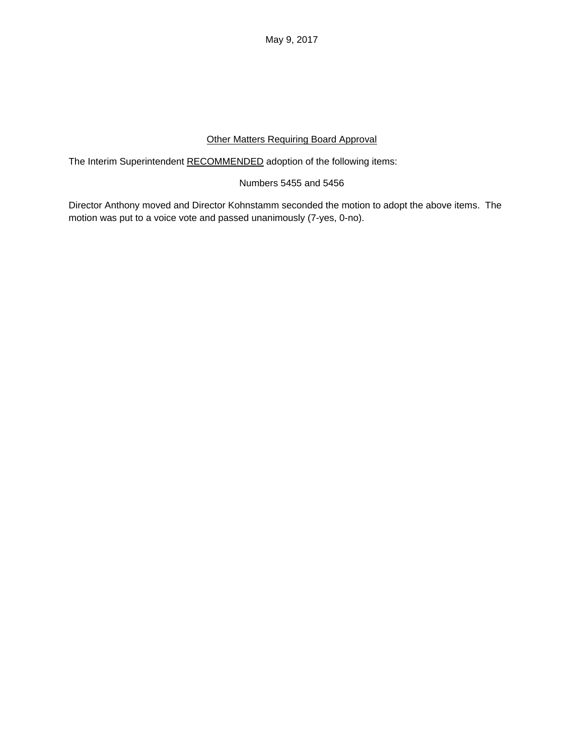May 9, 2017

## Other Matters Requiring Board Approval

The Interim Superintendent RECOMMENDED adoption of the following items:

Numbers 5455 and 5456

Director Anthony moved and Director Kohnstamm seconded the motion to adopt the above items. The motion was put to a voice vote and passed unanimously (7-yes, 0-no).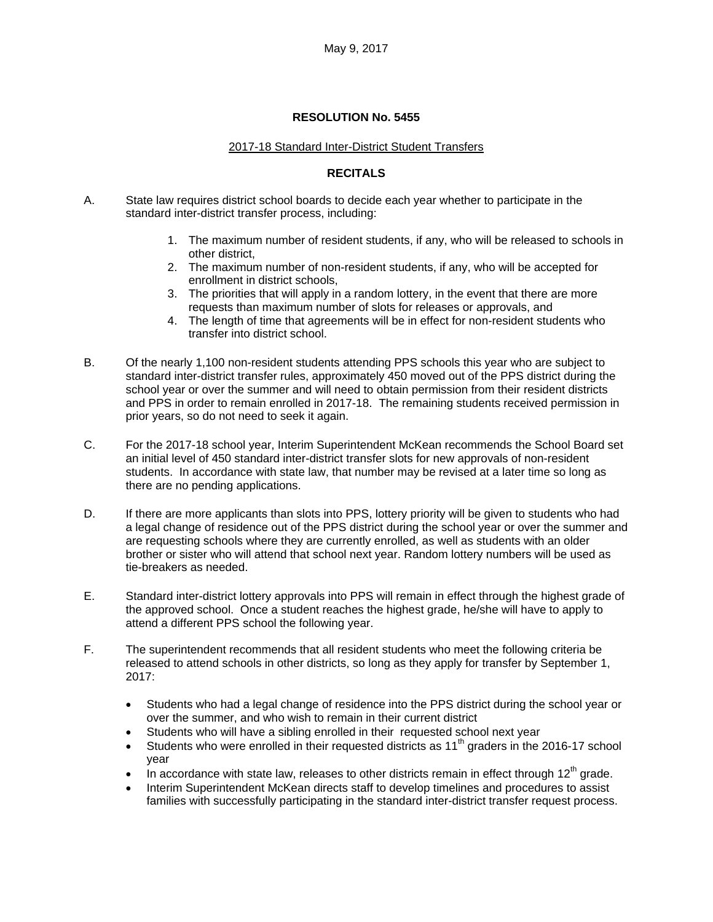May 9, 2017

**RESOLUTION No. 5455**

2017-18 Standard Inter-District Student Transfers

**RECITALS**

A. State law requires district school boards to decide each year whether to participate in the standard inter-district transfer process, including:

   1. The maximum number of resident students, if any, who will be released to schools in other district,
   2. The maximum number of non-resident students, if any, who will be accepted for enrollment in district schools,
   3. The priorities that will apply in a random lottery, in the event that there are more requests than maximum number of slots for releases or approvals, and
   4. The length of time that agreements will be in effect for non-resident students who transfer into district school.

B. Of the nearly 1,100 non-resident students attending PPS schools this year who are subject to standard inter-district transfer rules, approximately 450 moved out of the PPS district during the school year or over the summer and will need to obtain permission from their resident districts and PPS in order to remain enrolled in 2017-18. The remaining students received permission in prior years, so do not need to seek it again.

C. For the 2017-18 school year, Interim Superintendent McKean recommends the School Board set an initial level of 450 standard inter-district transfer slots for new approvals of non-resident students. In accordance with state law, that number may be revised at a later time so long as there are no pending applications.

D. If there are more applicants than slots into PPS, lottery priority will be given to students who had a legal change of residence out of the PPS district during the school year or over the summer and are requesting schools where they are currently enrolled, as well as students with an older brother or sister who will attend that school next year. Random lottery numbers will be used as tie-breakers as needed.

E. Standard inter-district lottery approvals into PPS will remain in effect through the highest grade of the approved school. Once a student reaches the highest grade, he/she will have to apply to attend a different PPS school the following year.

F. The superintendent recommends that all resident students who meet the following criteria be released to attend schools in other districts, so long as they apply for transfer by September 1, 2017:

   - Students who had a legal change of residence into the PPS district during the school year or over the summer, and who wish to remain in their current district
   - Students who will have a sibling enrolled in their requested school next year
   - Students who were enrolled in their requested districts as 11th graders in the 2016-17 school year
   - In accordance with state law, releases to other districts remain in effect through 12th grade.
   - Interim Superintendent McKean directs staff to develop timelines and procedures to assist families with successfully participating in the standard inter-district transfer request process.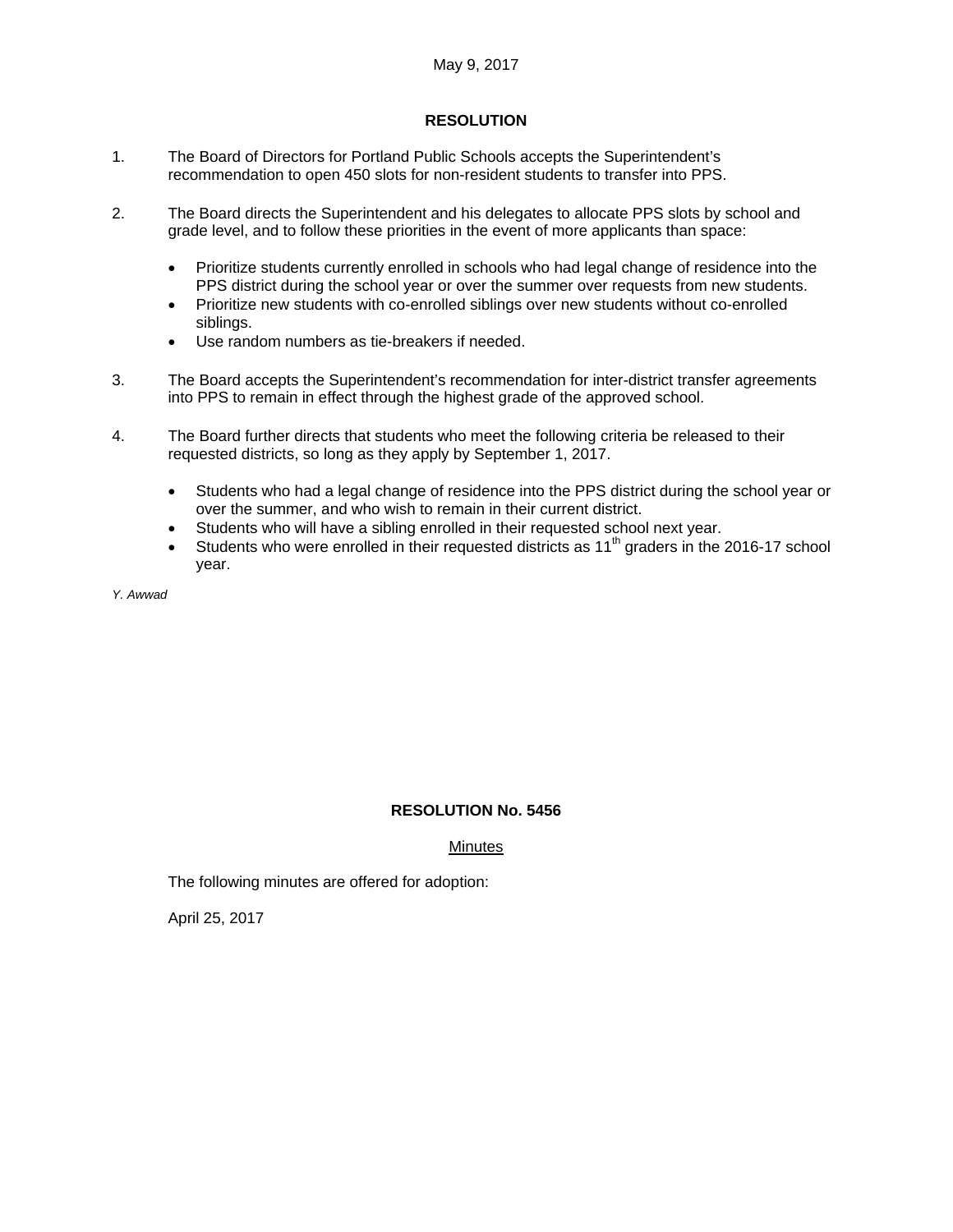May 9, 2017

**RESOLUTION**

1. The Board of Directors for Portland Public Schools accepts the Superintendent's recommendation to open 450 slots for non-resident students to transfer into PPS.

2. The Board directs the Superintendent and his delegates to allocate PPS slots by school and grade level, and to follow these priorities in the event of more applicants than space:

   - Prioritize students currently enrolled in schools who had legal change of residence into the PPS district during the school year or over the summer over requests from new students.
   - Prioritize new students with co-enrolled siblings over new students without co-enrolled siblings.
   - Use random numbers as tie-breakers if needed.

3. The Board accepts the Superintendent's recommendation for inter-district transfer agreements into PPS to remain in effect through the highest grade of the approved school.

4. The Board further directs that students who meet the following criteria be released to their requested districts, so long as they apply by September 1, 2017.

   - Students who had a legal change of residence into the PPS district during the school year or over the summer, and who wish to remain in their current district.
   - Students who will have a sibling enrolled in their requested school next year.
   - Students who were enrolled in their requested districts as 11th graders in the 2016-17 school year.

*Y. Awwad*

**RESOLUTION No. 5456**

Minutes

The following minutes are offered for adoption:

April 25, 2017